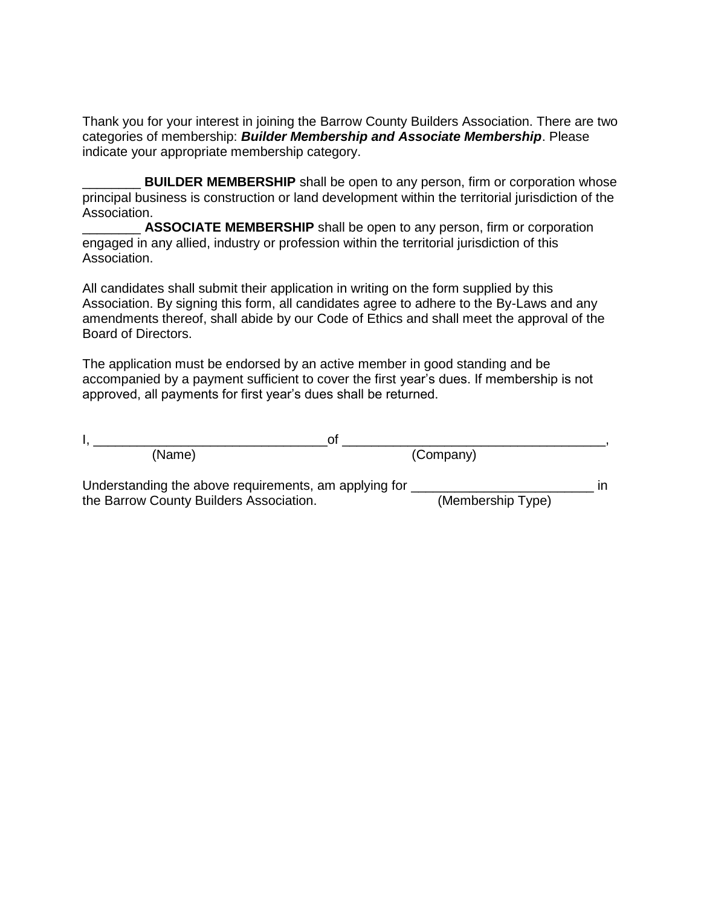Thank you for your interest in joining the Barrow County Builders Association. There are two categories of membership: ***Builder Membership and Associate Membership***. Please indicate your appropriate membership category.

________ **BUILDER MEMBERSHIP** shall be open to any person, firm or corporation whose principal business is construction or land development within the territorial jurisdiction of the Association.

________ **ASSOCIATE MEMBERSHIP** shall be open to any person, firm or corporation engaged in any allied, industry or profession within the territorial jurisdiction of this Association.

All candidates shall submit their application in writing on the form supplied by this Association. By signing this form, all candidates agree to adhere to the By-Laws and any amendments thereof, shall abide by our Code of Ethics and shall meet the approval of the Board of Directors.

The application must be endorsed by an active member in good standing and be accompanied by a payment sufficient to cover the first year's dues. If membership is not approved, all payments for first year's dues shall be returned.

I, ________________________________of ____________________________________,
(Name) (Company)

Understanding the above requirements, am applying for _________________________ in the Barrow County Builders Association. (Membership Type)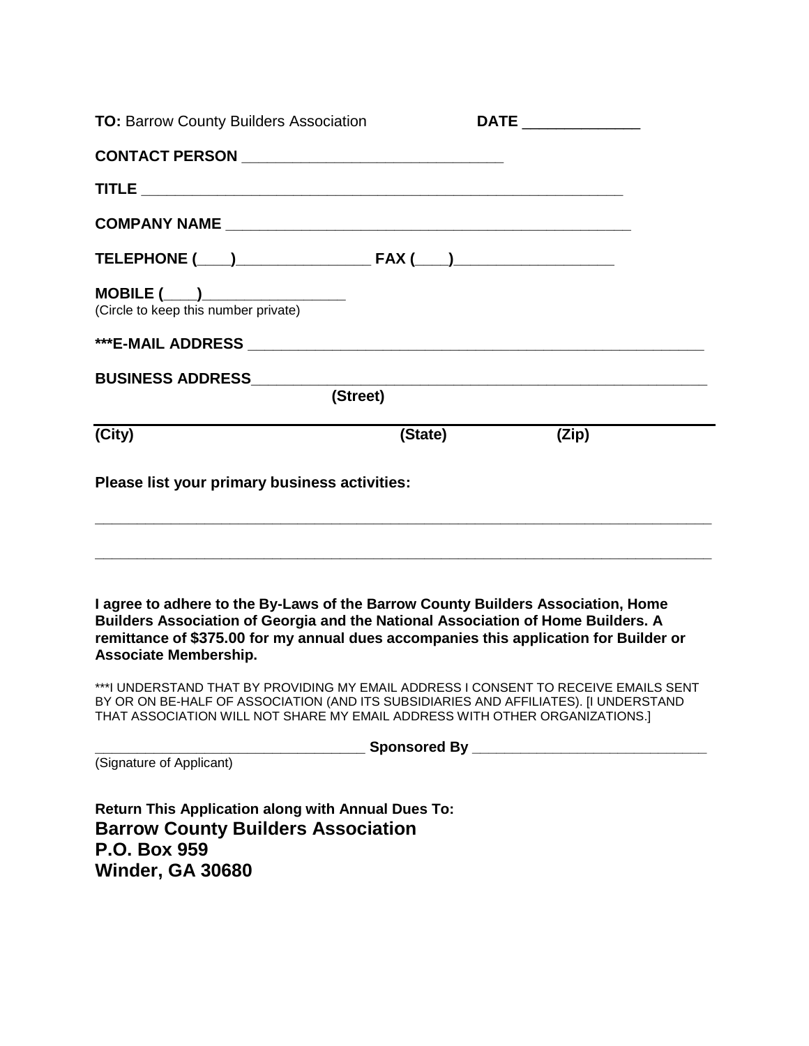**TO:** Barrow County Builders Association **DATE** _____________

**CONTACT PERSON** ______________________________

**TITLE** _______________________________________________________

**COMPANY NAME** ______________________________________________

**TELEPHONE (___)_______________ FAX (___)_________________**

**MOBILE (___)_______________**
(Circle to keep this number private)

**\*\*\*E-MAIL ADDRESS** ______________________________________________

**BUSINESS ADDRESS**_____________________________________________
**(Street)**

**(City) (State) (Zip)**

**Please list your primary business activities:**

_______________________________________________________________________

_______________________________________________________________________

**I agree to adhere to the By-Laws of the Barrow County Builders Association, Home Builders Association of Georgia and the National Association of Home Builders. A remittance of $375.00 for my annual dues accompanies this application for Builder or Associate Membership.**

***I UNDERSTAND THAT BY PROVIDING MY EMAIL ADDRESS I CONSENT TO RECEIVE EMAILS SENT BY OR ON BE-HALF OF ASSOCIATION (AND ITS SUBSIDIARIES AND AFFILIATES). [I UNDERSTAND THAT ASSOCIATION WILL NOT SHARE MY EMAIL ADDRESS WITH OTHER ORGANIZATIONS.]

_______________________________ **Sponsored By** ___________________________
(Signature of Applicant)

**Return This Application along with Annual Dues To:**

**Barrow County Builders Association**
**P.O. Box 959**
**Winder, GA 30680**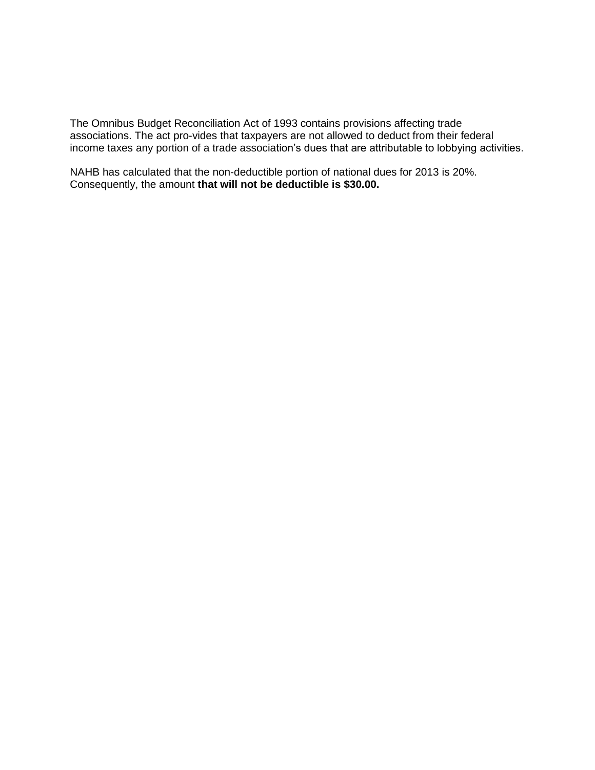The Omnibus Budget Reconciliation Act of 1993 contains provisions affecting trade associations. The act pro-vides that taxpayers are not allowed to deduct from their federal income taxes any portion of a trade association's dues that are attributable to lobbying activities.

NAHB has calculated that the non-deductible portion of national dues for 2013 is 20%. Consequently, the amount **that will not be deductible is $30.00.**